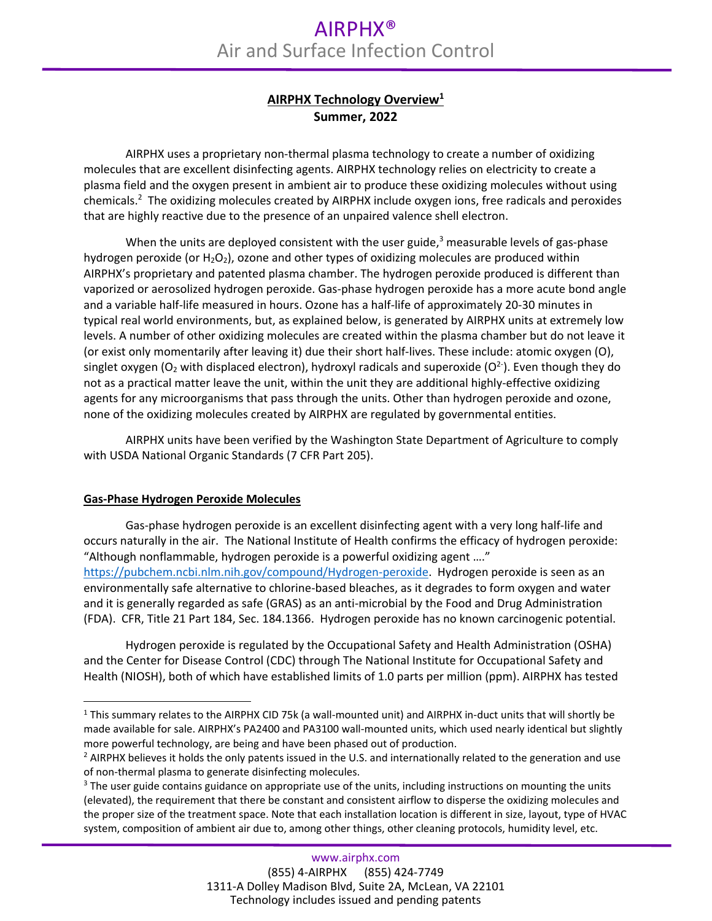# AIRPHX®

## Air and Surface Infection Control

**AIRPHX Technology Overview[1]**
**Summer, 2022**

AIRPHX uses a proprietary non-thermal plasma technology to create a number of oxidizing molecules that are excellent disinfecting agents. AIRPHX technology relies on electricity to create a plasma field and the oxygen present in ambient air to produce these oxidizing molecules without using chemicals.[2] The oxidizing molecules created by AIRPHX include oxygen ions, free radicals and peroxides that are highly reactive due to the presence of an unpaired valence shell electron.

When the units are deployed consistent with the user guide,[3] measurable levels of gas-phase hydrogen peroxide (or $H_2O_2$), ozone and other types of oxidizing molecules are produced within AIRPHX's proprietary and patented plasma chamber. The hydrogen peroxide produced is different than vaporized or aerosolized hydrogen peroxide. Gas-phase hydrogen peroxide has a more acute bond angle and a variable half-life measured in hours. Ozone has a half-life of approximately 20-30 minutes in typical real world environments, but, as explained below, is generated by AIRPHX units at extremely low levels. A number of other oxidizing molecules are created within the plasma chamber but do not leave it (or exist only momentarily after leaving it) due their short half-lives. These include: atomic oxygen (O), singlet oxygen ($O_2$ with displaced electron), hydroxyl radicals and superoxide ($O^{2-}$). Even though they do not as a practical matter leave the unit, within the unit they are additional highly-effective oxidizing agents for any microorganisms that pass through the units. Other than hydrogen peroxide and ozone, none of the oxidizing molecules created by AIRPHX are regulated by governmental entities.

AIRPHX units have been verified by the Washington State Department of Agriculture to comply with USDA National Organic Standards (7 CFR Part 205).

**Gas-Phase Hydrogen Peroxide Molecules**

Gas-phase hydrogen peroxide is an excellent disinfecting agent with a very long half-life and occurs naturally in the air. The National Institute of Health confirms the efficacy of hydrogen peroxide: "Although nonflammable, hydrogen peroxide is a powerful oxidizing agent …." https://pubchem.ncbi.nlm.nih.gov/compound/Hydrogen-peroxide. Hydrogen peroxide is seen as an environmentally safe alternative to chlorine-based bleaches, as it degrades to form oxygen and water and it is generally regarded as safe (GRAS) as an anti-microbial by the Food and Drug Administration (FDA). CFR, Title 21 Part 184, Sec. 184.1366. Hydrogen peroxide has no known carcinogenic potential.

Hydrogen peroxide is regulated by the Occupational Safety and Health Administration (OSHA) and the Center for Disease Control (CDC) through The National Institute for Occupational Safety and Health (NIOSH), both of which have established limits of 1.0 parts per million (ppm). AIRPHX has tested

---

[1] This summary relates to the AIRPHX CID 75k (a wall-mounted unit) and AIRPHX in-duct units that will shortly be made available for sale. AIRPHX's PA2400 and PA3100 wall-mounted units, which used nearly identical but slightly more powerful technology, are being and have been phased out of production.

[2] AIRPHX believes it holds the only patents issued in the U.S. and internationally related to the generation and use of non-thermal plasma to generate disinfecting molecules.

[3] The user guide contains guidance on appropriate use of the units, including instructions on mounting the units (elevated), the requirement that there be constant and consistent airflow to disperse the oxidizing molecules and the proper size of the treatment space. Note that each installation location is different in size, layout, type of HVAC system, composition of ambient air due to, among other things, other cleaning protocols, humidity level, etc.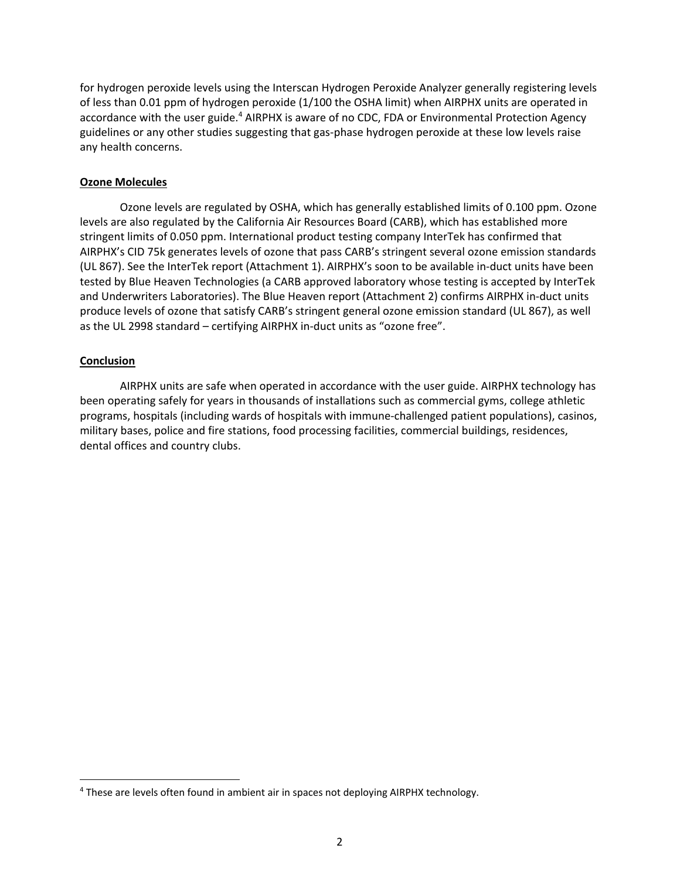for hydrogen peroxide levels using the Interscan Hydrogen Peroxide Analyzer generally registering levels of less than 0.01 ppm of hydrogen peroxide (1/100 the OSHA limit) when AIRPHX units are operated in accordance with the user guide.[4] AIRPHX is aware of no CDC, FDA or Environmental Protection Agency guidelines or any other studies suggesting that gas-phase hydrogen peroxide at these low levels raise any health concerns.

**Ozone Molecules**

Ozone levels are regulated by OSHA, which has generally established limits of 0.100 ppm. Ozone levels are also regulated by the California Air Resources Board (CARB), which has established more stringent limits of 0.050 ppm. International product testing company InterTek has confirmed that AIRPHX's CID 75k generates levels of ozone that pass CARB's stringent several ozone emission standards (UL 867). See the InterTek report (Attachment 1). AIRPHX's soon to be available in-duct units have been tested by Blue Heaven Technologies (a CARB approved laboratory whose testing is accepted by InterTek and Underwriters Laboratories). The Blue Heaven report (Attachment 2) confirms AIRPHX in-duct units produce levels of ozone that satisfy CARB's stringent general ozone emission standard (UL 867), as well as the UL 2998 standard – certifying AIRPHX in-duct units as "ozone free".

**Conclusion**

AIRPHX units are safe when operated in accordance with the user guide. AIRPHX technology has been operating safely for years in thousands of installations such as commercial gyms, college athletic programs, hospitals (including wards of hospitals with immune-challenged patient populations), casinos, military bases, police and fire stations, food processing facilities, commercial buildings, residences, dental offices and country clubs.

[4] These are levels often found in ambient air in spaces not deploying AIRPHX technology.